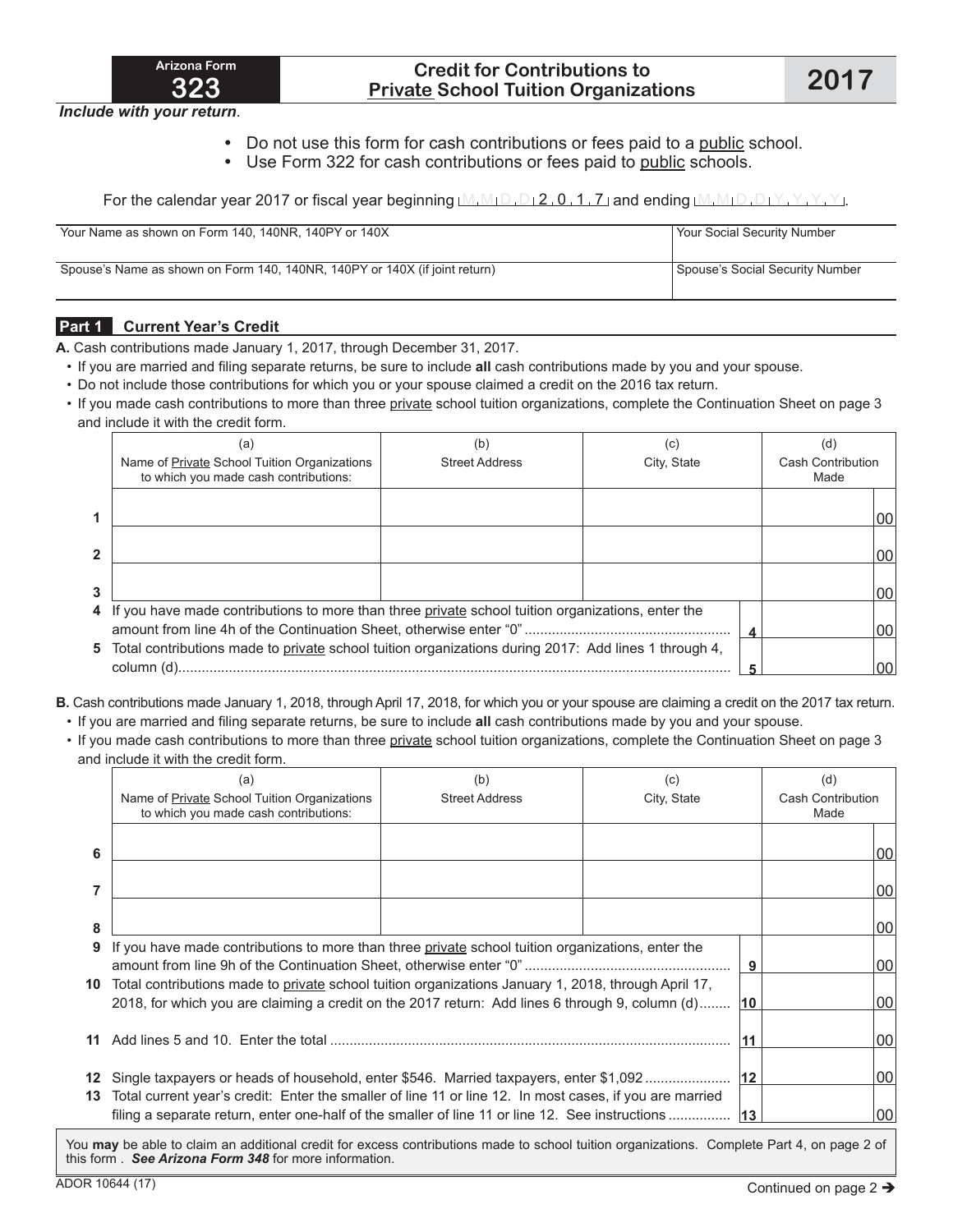**Arizona Form 323**

# Credit for Contributions to Private School Tuition Organizations

**2017**

*Include with your return*.

- Do not use this form for cash contributions or fees paid to a public school.
- Use Form 322 for cash contributions or fees paid to public schools.

For the calendar year 2017 or fiscal year beginning MMDD2017 and ending MMDDYYYY.

| Your Name as shown on Form 140, 140NR, 140PY or 140X | Your Social Security Number |
|---|---|
| Spouse's Name as shown on Form 140, 140NR, 140PY or 140X (if joint return) | Spouse's Social Security Number |

## Part 1 Current Year's Credit

**A.** Cash contributions made January 1, 2017, through December 31, 2017.

- If you are married and filing separate returns, be sure to include **all** cash contributions made by you and your spouse.
- Do not include those contributions for which you or your spouse claimed a credit on the 2016 tax return.
- If you made cash contributions to more than three private school tuition organizations, complete the Continuation Sheet on page 3 and include it with the credit form.

| | (a) Name of Private School Tuition Organizations to which you made cash contributions: | (b) Street Address | (c) City, State | (d) Cash Contribution Made |
|---|---|---|---|---|
| 1 | | | | 00 |
| 2 | | | | 00 |
| 3 | | | | 00 |
| 4 | If you have made contributions to more than three private school tuition organizations, enter the amount from line 4h of the Continuation Sheet, otherwise enter "0" | | 4 | 00 |
| 5 | Total contributions made to private school tuition organizations during 2017: Add lines 1 through 4, column (d) | | 5 | 00 |

**B.** Cash contributions made January 1, 2018, through April 17, 2018, for which you or your spouse are claiming a credit on the 2017 tax return.

- If you are married and filing separate returns, be sure to include **all** cash contributions made by you and your spouse.
- If you made cash contributions to more than three private school tuition organizations, complete the Continuation Sheet on page 3 and include it with the credit form.

| | (a) Name of Private School Tuition Organizations to which you made cash contributions: | (b) Street Address | (c) City, State | (d) Cash Contribution Made |
|---|---|---|---|---|
| 6 | | | | 00 |
| 7 | | | | 00 |
| 8 | | | | 00 |
| 9 | If you have made contributions to more than three private school tuition organizations, enter the amount from line 9h of the Continuation Sheet, otherwise enter "0" | | 9 | 00 |
| 10 | Total contributions made to private school tuition organizations January 1, 2018, through April 17, 2018, for which you are claiming a credit on the 2017 return: Add lines 6 through 9, column (d) | | 10 | 00 |
| 11 | Add lines 5 and 10. Enter the total | | 11 | 00 |
| 12 | Single taxpayers or heads of household, enter $546. Married taxpayers, enter $1,092 | | 12 | 00 |
| 13 | Total current year's credit: Enter the smaller of line 11 or line 12. In most cases, if you are married filing a separate return, enter one-half of the smaller of line 11 or line 12. See instructions | | 13 | 00 |

You **may** be able to claim an additional credit for excess contributions made to school tuition organizations. Complete Part 4, on page 2 of this form . ***See Arizona Form 348*** for more information.

ADOR 10644 (17)

Continued on page 2 ➔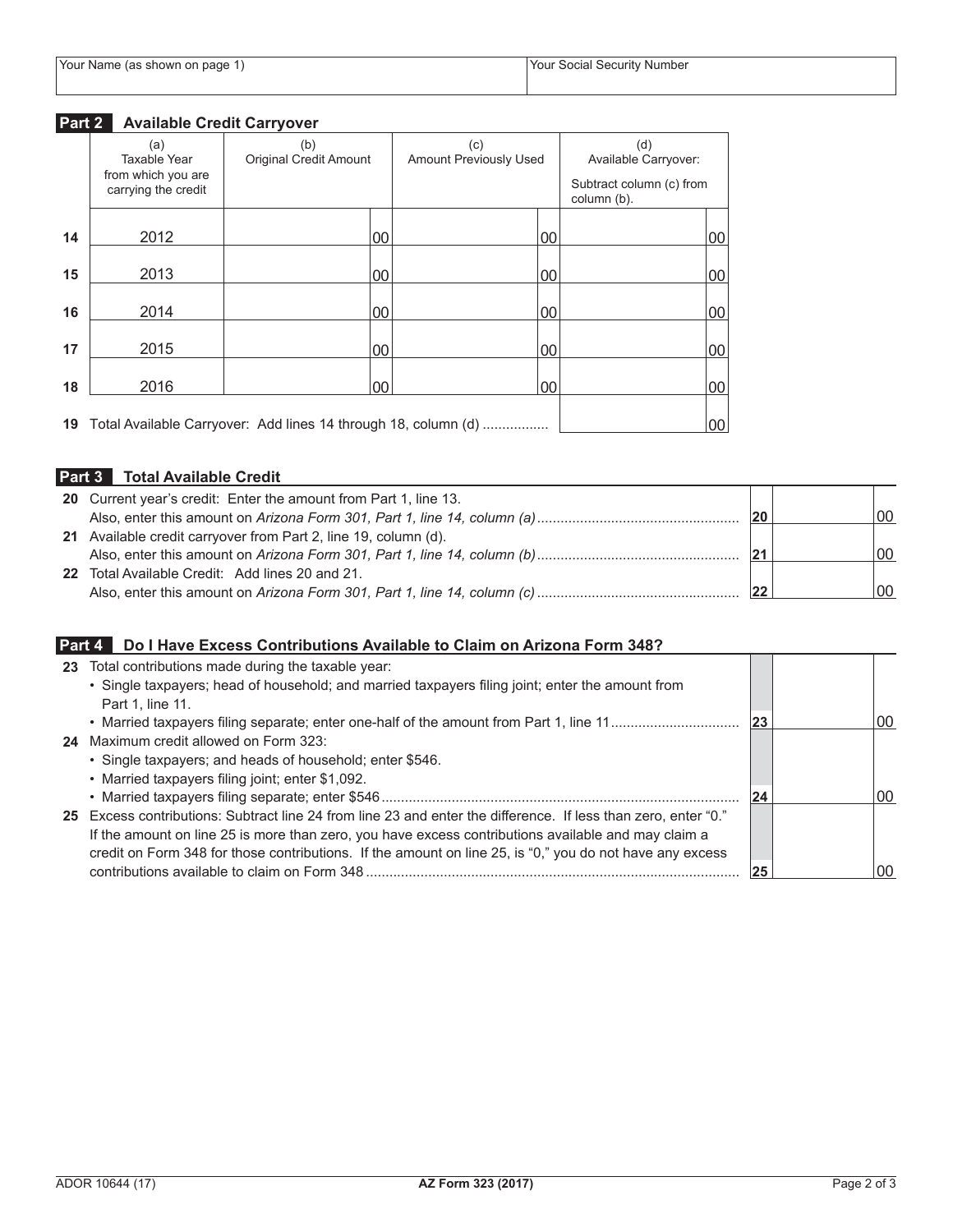| Your Name (as shown on page 1) | Your Social Security Number |
|---|---|
| | |

## Part 2 Available Credit Carryover

| | (a) Taxable Year from which you are carrying the credit | (b) Original Credit Amount | (c) Amount Previously Used | (d) Available Carryover: Subtract column (c) from column (b). |
|---|---|---|---|---|
| 14 | 2012 | 00 | 00 | 00 |
| 15 | 2013 | 00 | 00 | 00 |
| 16 | 2014 | 00 | 00 | 00 |
| 17 | 2015 | 00 | 00 | 00 |
| 18 | 2016 | 00 | 00 | 00 |
| 19 | Total Available Carryover: Add lines 14 through 18, column (d) ................. | | | 00 |

## Part 3 Total Available Credit

| | | | |
|---|---|---|---|
| 20 | Current year's credit: Enter the amount from Part 1, line 13. Also, enter this amount on *Arizona Form 301, Part 1, line 14, column (a)* ................................................... | 20 | 00 |
| 21 | Available credit carryover from Part 2, line 19, column (d). Also, enter this amount on *Arizona Form 301, Part 1, line 14, column (b)* ................................................... | 21 | 00 |
| 22 | Total Available Credit: Add lines 20 and 21. Also, enter this amount on *Arizona Form 301, Part 1, line 14, column (c)* ................................................... | 22 | 00 |

## Part 4 Do I Have Excess Contributions Available to Claim on Arizona Form 348?

| | | | |
|---|---|---|---|
| 23 | Total contributions made during the taxable year:<br>• Single taxpayers; head of household; and married taxpayers filing joint; enter the amount from Part 1, line 11.<br>• Married taxpayers filing separate; enter one-half of the amount from Part 1, line 11................................ | 23 | 00 |
| 24 | Maximum credit allowed on Form 323:<br>• Single taxpayers; and heads of household; enter $546.<br>• Married taxpayers filing joint; enter $1,092.<br>• Married taxpayers filing separate; enter $546........................................................................................... | 24 | 00 |
| 25 | Excess contributions: Subtract line 24 from line 23 and enter the difference. If less than zero, enter "0." If the amount on line 25 is more than zero, you have excess contributions available and may claim a credit on Form 348 for those contributions. If the amount on line 25, is "0," you do not have any excess contributions available to claim on Form 348 ............................................................................................... | 25 | 00 |

ADOR 10644 (17) AZ Form 323 (2017)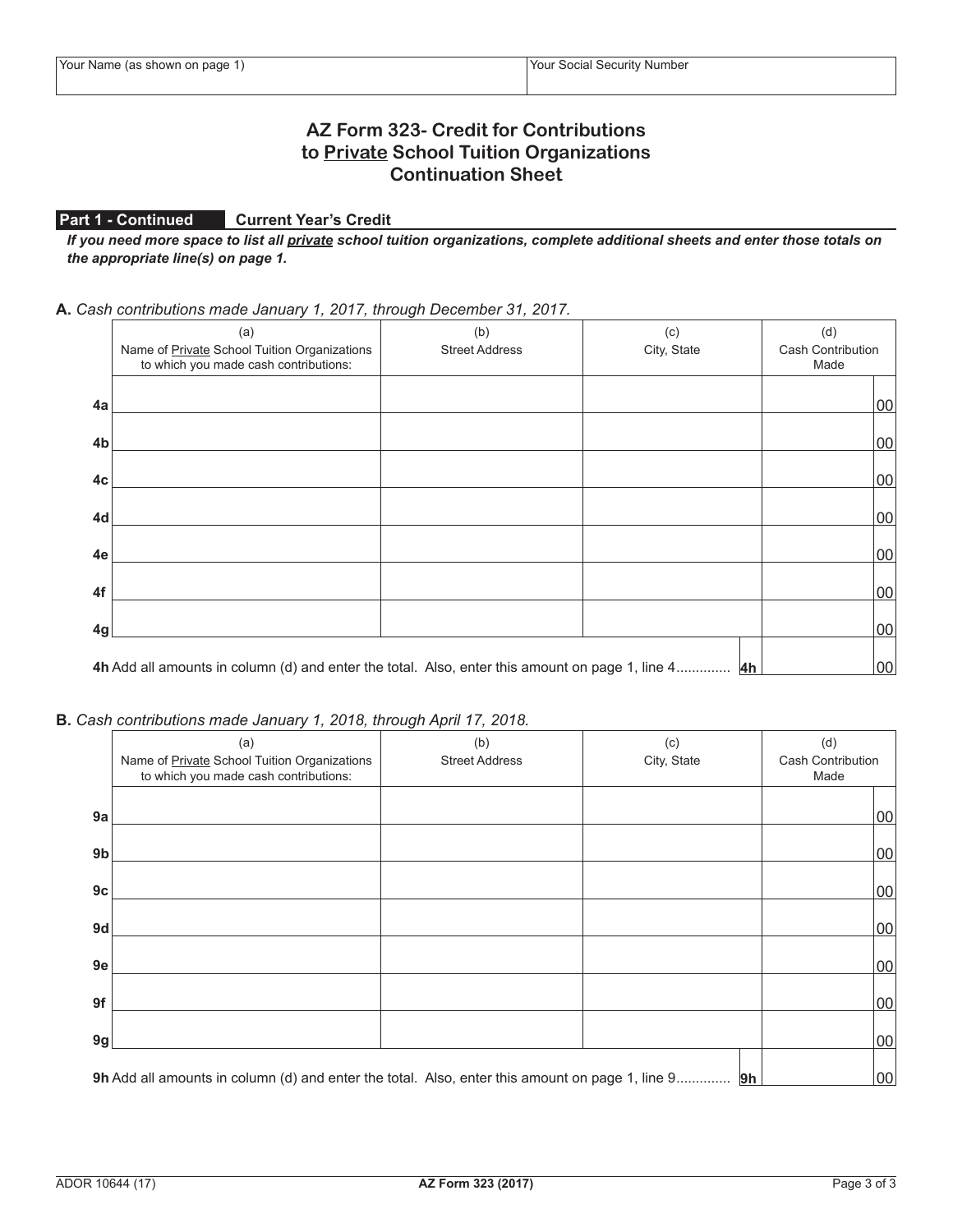| Your Name (as shown on page 1) | Your Social Security Number |
|---|---|
| | |

# AZ Form 323- Credit for Contributions to Private School Tuition Organizations Continuation Sheet

**Part 1 - Continued** **Current Year's Credit**

***If you need more space to list all private school tuition organizations, complete additional sheets and enter those totals on the appropriate line(s) on page 1.***

**A.** *Cash contributions made January 1, 2017, through December 31, 2017.*

| | (a) Name of Private School Tuition Organizations to which you made cash contributions: | (b) Street Address | (c) City, State | (d) Cash Contribution Made |
|---|---|---|---|---|
| **4a** | | | | 00 |
| **4b** | | | | 00 |
| **4c** | | | | 00 |
| **4d** | | | | 00 |
| **4e** | | | | 00 |
| **4f** | | | | 00 |
| **4g** | | | | 00 |

**4h** Add all amounts in column (d) and enter the total. Also, enter this amount on page 1, line 4............. **4h** ______ 00

**B.** *Cash contributions made January 1, 2018, through April 17, 2018.*

| | (a) Name of Private School Tuition Organizations to which you made cash contributions: | (b) Street Address | (c) City, State | (d) Cash Contribution Made |
|---|---|---|---|---|
| **9a** | | | | 00 |
| **9b** | | | | 00 |
| **9c** | | | | 00 |
| **9d** | | | | 00 |
| **9e** | | | | 00 |
| **9f** | | | | 00 |
| **9g** | | | | 00 |

**9h** Add all amounts in column (d) and enter the total. Also, enter this amount on page 1, line 9.............. **9h** ______ 00

ADOR 10644 (17) **AZ Form 323 (2017)**